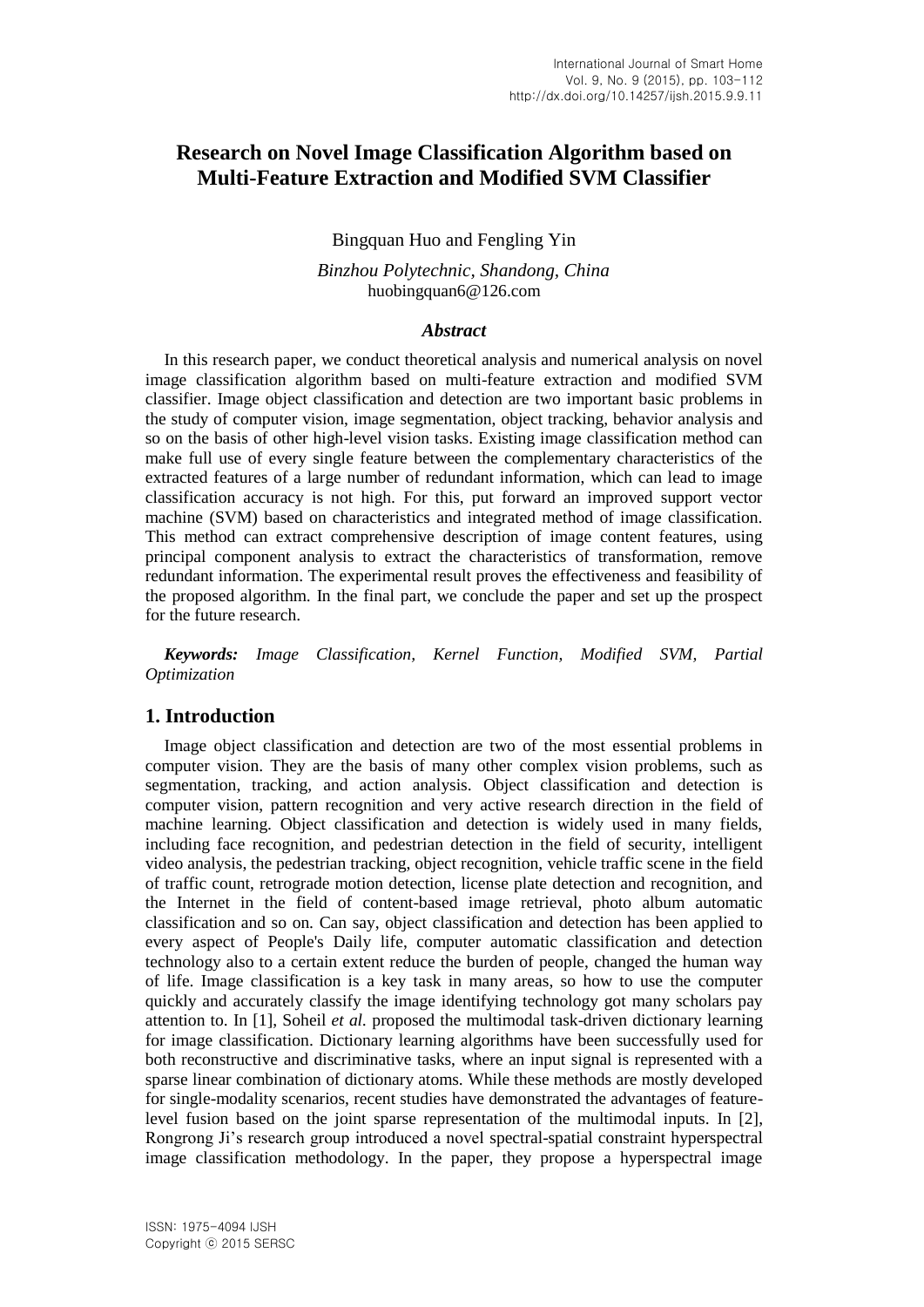# Research on Novel Image Classification Algorithm based on Multi-Feature Extraction and Modified SVM Classifier

Bingquan Huo and Fengling Yin

*Binzhou Polytechnic, Shandong, China*
huobingquan6@126.com

## *Abstract*

In this research paper, we conduct theoretical analysis and numerical analysis on novel image classification algorithm based on multi-feature extraction and modified SVM classifier. Image object classification and detection are two important basic problems in the study of computer vision, image segmentation, object tracking, behavior analysis and so on the basis of other high-level vision tasks. Existing image classification method can make full use of every single feature between the complementary characteristics of the extracted features of a large number of redundant information, which can lead to image classification accuracy is not high. For this, put forward an improved support vector machine (SVM) based on characteristics and integrated method of image classification. This method can extract comprehensive description of image content features, using principal component analysis to extract the characteristics of transformation, remove redundant information. The experimental result proves the effectiveness and feasibility of the proposed algorithm. In the final part, we conclude the paper and set up the prospect for the future research.

***Keywords:*** *Image Classification, Kernel Function, Modified SVM, Partial Optimization*

## 1. Introduction

Image object classification and detection are two of the most essential problems in computer vision. They are the basis of many other complex vision problems, such as segmentation, tracking, and action analysis. Object classification and detection is computer vision, pattern recognition and very active research direction in the field of machine learning. Object classification and detection is widely used in many fields, including face recognition, and pedestrian detection in the field of security, intelligent video analysis, the pedestrian tracking, object recognition, vehicle traffic scene in the field of traffic count, retrograde motion detection, license plate detection and recognition, and the Internet in the field of content-based image retrieval, photo album automatic classification and so on. Can say, object classification and detection has been applied to every aspect of People's Daily life, computer automatic classification and detection technology also to a certain extent reduce the burden of people, changed the human way of life. Image classification is a key task in many areas, so how to use the computer quickly and accurately classify the image identifying technology got many scholars pay attention to. In [1], Soheil *et al.* proposed the multimodal task-driven dictionary learning for image classification. Dictionary learning algorithms have been successfully used for both reconstructive and discriminative tasks, where an input signal is represented with a sparse linear combination of dictionary atoms. While these methods are mostly developed for single-modality scenarios, recent studies have demonstrated the advantages of feature-level fusion based on the joint sparse representation of the multimodal inputs. In [2], Rongrong Ji's research group introduced a novel spectral-spatial constraint hyperspectral image classification methodology. In the paper, they propose a hyperspectral image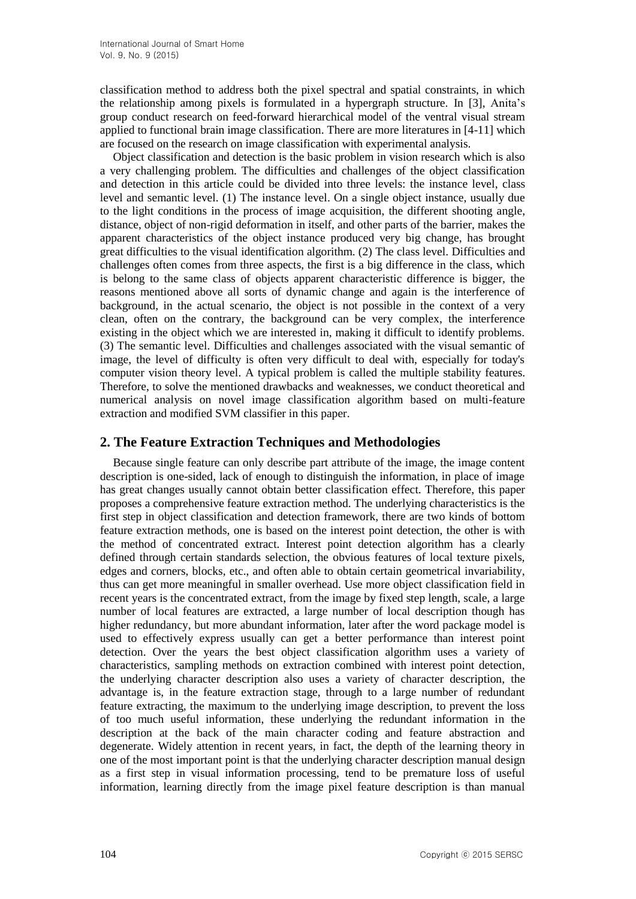classification method to address both the pixel spectral and spatial constraints, in which the relationship among pixels is formulated in a hypergraph structure. In [3], Anita's group conduct research on feed-forward hierarchical model of the ventral visual stream applied to functional brain image classification. There are more literatures in [4-11] which are focused on the research on image classification with experimental analysis.

Object classification and detection is the basic problem in vision research which is also a very challenging problem. The difficulties and challenges of the object classification and detection in this article could be divided into three levels: the instance level, class level and semantic level. (1) The instance level. On a single object instance, usually due to the light conditions in the process of image acquisition, the different shooting angle, distance, object of non-rigid deformation in itself, and other parts of the barrier, makes the apparent characteristics of the object instance produced very big change, has brought great difficulties to the visual identification algorithm. (2) The class level. Difficulties and challenges often comes from three aspects, the first is a big difference in the class, which is belong to the same class of objects apparent characteristic difference is bigger, the reasons mentioned above all sorts of dynamic change and again is the interference of background, in the actual scenario, the object is not possible in the context of a very clean, often on the contrary, the background can be very complex, the interference existing in the object which we are interested in, making it difficult to identify problems. (3) The semantic level. Difficulties and challenges associated with the visual semantic of image, the level of difficulty is often very difficult to deal with, especially for today's computer vision theory level. A typical problem is called the multiple stability features. Therefore, to solve the mentioned drawbacks and weaknesses, we conduct theoretical and numerical analysis on novel image classification algorithm based on multi-feature extraction and modified SVM classifier in this paper.

## 2. The Feature Extraction Techniques and Methodologies

Because single feature can only describe part attribute of the image, the image content description is one-sided, lack of enough to distinguish the information, in place of image has great changes usually cannot obtain better classification effect. Therefore, this paper proposes a comprehensive feature extraction method. The underlying characteristics is the first step in object classification and detection framework, there are two kinds of bottom feature extraction methods, one is based on the interest point detection, the other is with the method of concentrated extract. Interest point detection algorithm has a clearly defined through certain standards selection, the obvious features of local texture pixels, edges and corners, blocks, etc., and often able to obtain certain geometrical invariability, thus can get more meaningful in smaller overhead. Use more object classification field in recent years is the concentrated extract, from the image by fixed step length, scale, a large number of local features are extracted, a large number of local description though has higher redundancy, but more abundant information, later after the word package model is used to effectively express usually can get a better performance than interest point detection. Over the years the best object classification algorithm uses a variety of characteristics, sampling methods on extraction combined with interest point detection, the underlying character description also uses a variety of character description, the advantage is, in the feature extraction stage, through to a large number of redundant feature extracting, the maximum to the underlying image description, to prevent the loss of too much useful information, these underlying the redundant information in the description at the back of the main character coding and feature abstraction and degenerate. Widely attention in recent years, in fact, the depth of the learning theory in one of the most important point is that the underlying character description manual design as a first step in visual information processing, tend to be premature loss of useful information, learning directly from the image pixel feature description is than manual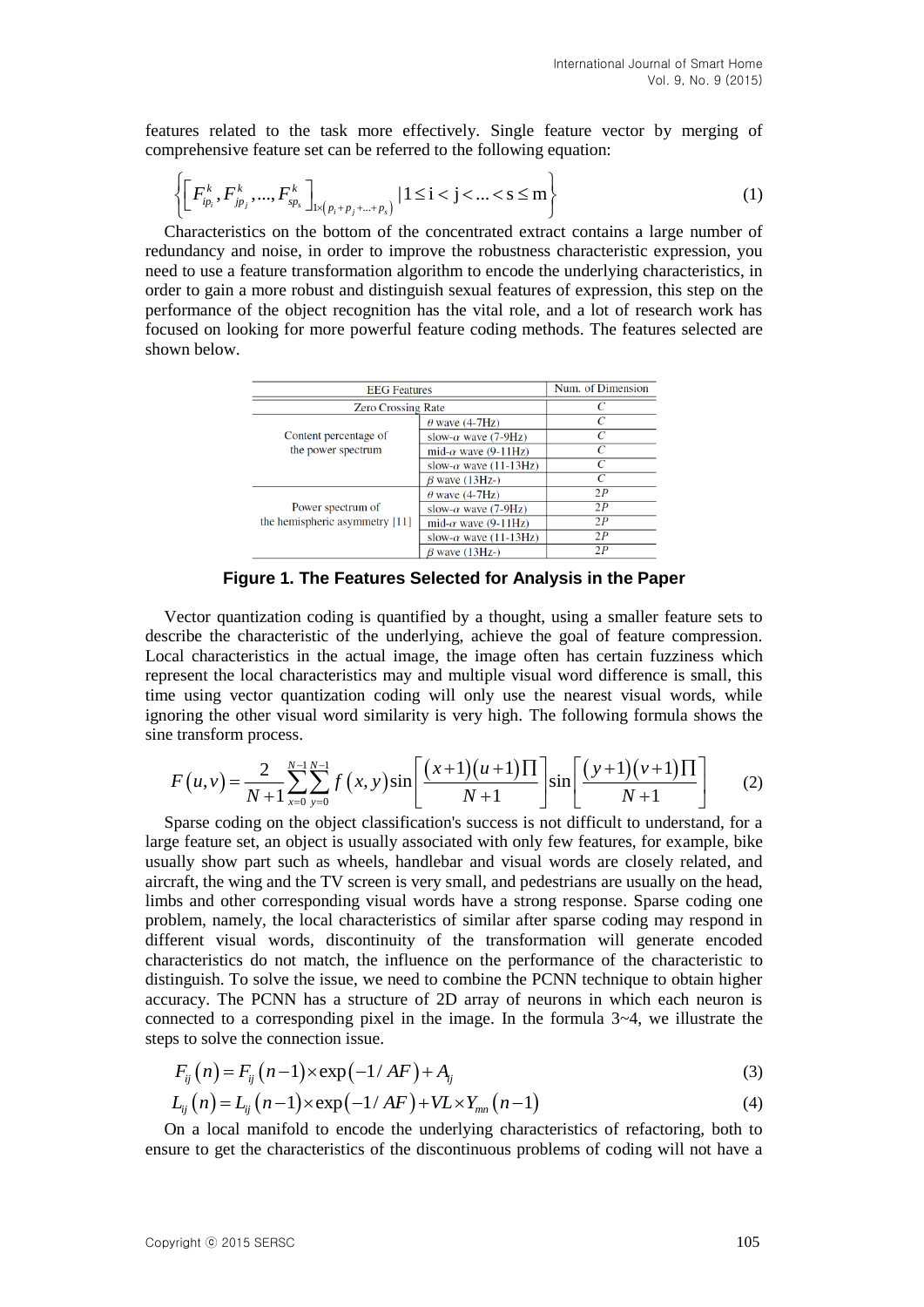features related to the task more effectively. Single feature vector by merging of comprehensive feature set can be referred to the following equation:

$$\left\{\left[F_{ip_i}^k, F_{jp_j}^k, ..., F_{sp_s}^k\right]_{1\times\left(p_i+p_j+...+p_s\right)} \mid 1 \le \text{i} < \text{j} < ... < \text{s} \le \text{m}\right\} \tag{1}$$

Characteristics on the bottom of the concentrated extract contains a large number of redundancy and noise, in order to improve the robustness characteristic expression, you need to use a feature transformation algorithm to encode the underlying characteristics, in order to gain a more robust and distinguish sexual features of expression, this step on the performance of the object recognition has the vital role, and a lot of research work has focused on looking for more powerful feature coding methods. The features selected are shown below.

| EEG Features | | Num. of Dimension |
|---|---|---|
| Zero Crossing Rate | | $C$ |
| Content percentage of the power spectrum | $\theta$ wave (4-7Hz) | $C$ |
| | slow-$\alpha$ wave (7-9Hz) | $C$ |
| | mid-$\alpha$ wave (9-11Hz) | $C$ |
| | slow-$\alpha$ wave (11-13Hz) | $C$ |
| | $\beta$ wave (13Hz-) | $C$ |
| Power spectrum of the hemispheric asymmetry [11] | $\theta$ wave (4-7Hz) | $2P$ |
| | slow-$\alpha$ wave (7-9Hz) | $2P$ |
| | mid-$\alpha$ wave (9-11Hz) | $2P$ |
| | slow-$\alpha$ wave (11-13Hz) | $2P$ |
| | $\beta$ wave (13Hz-) | $2P$ |

**Figure 1. The Features Selected for Analysis in the Paper**

Vector quantization coding is quantified by a thought, using a smaller feature sets to describe the characteristic of the underlying, achieve the goal of feature compression. Local characteristics in the actual image, the image often has certain fuzziness which represent the local characteristics may and multiple visual word difference is small, this time using vector quantization coding will only use the nearest visual words, while ignoring the other visual word similarity is very high. The following formula shows the sine transform process.

$$F\left(u,v\right) = \frac{2}{N+1}\sum_{x=0}^{N-1}\sum_{y=0}^{N-1} f\left(x,y\right)\sin\left[\frac{\left(x+1\right)\left(u+1\right)\Pi}{N+1}\right]\sin\left[\frac{\left(y+1\right)\left(v+1\right)\Pi}{N+1}\right] \tag{2}$$

Sparse coding on the object classification's success is not difficult to understand, for a large feature set, an object is usually associated with only few features, for example, bike usually show part such as wheels, handlebar and visual words are closely related, and aircraft, the wing and the TV screen is very small, and pedestrians are usually on the head, limbs and other corresponding visual words have a strong response. Sparse coding one problem, namely, the local characteristics of similar after sparse coding may respond in different visual words, discontinuity of the transformation will generate encoded characteristics do not match, the influence on the performance of the characteristic to distinguish. To solve the issue, we need to combine the PCNN technique to obtain higher accuracy. The PCNN has a structure of 2D array of neurons in which each neuron is connected to a corresponding pixel in the image. In the formula 3~4, we illustrate the steps to solve the connection issue.

$$F_{ij}\left(n\right) = F_{ij}\left(n-1\right)\times\exp\left(-1/AF\right) + A_{ij} \tag{3}$$

$$L_{ij}\left(n\right) = L_{ij}\left(n-1\right)\times\exp\left(-1/AF\right) + VL\times Y_{mn}\left(n-1\right) \tag{4}$$

On a local manifold to encode the underlying characteristics of refactoring, both to ensure to get the characteristics of the discontinuous problems of coding will not have a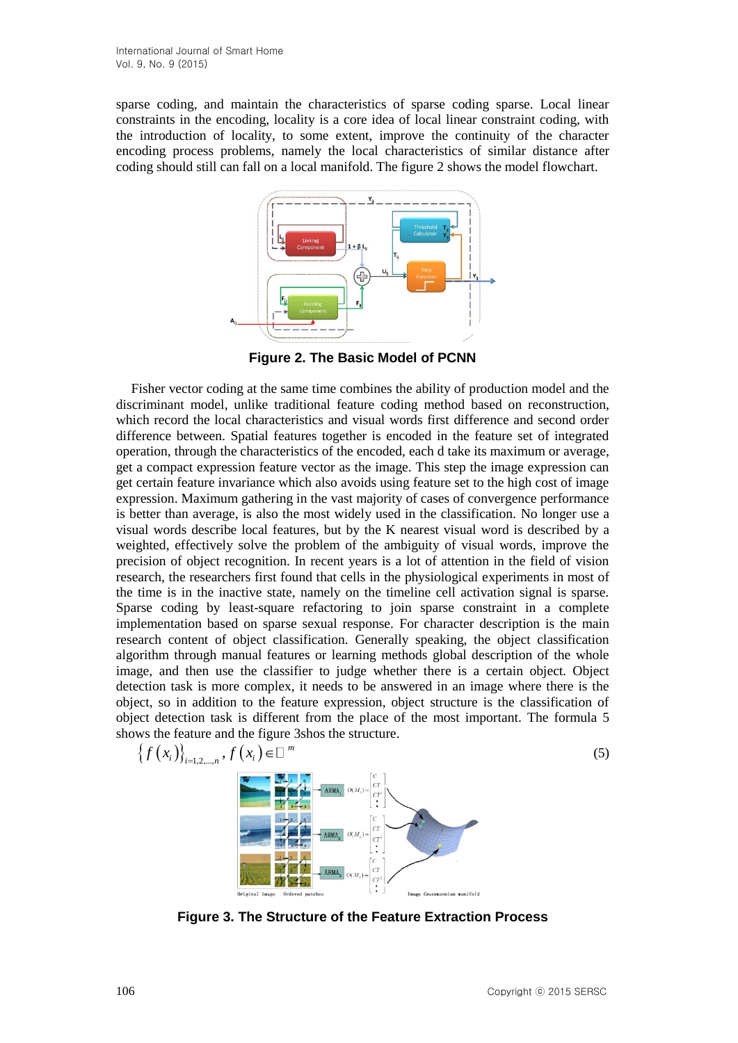sparse coding, and maintain the characteristics of sparse coding sparse. Local linear constraints in the encoding, locality is a core idea of local linear constraint coding, with the introduction of locality, to some extent, improve the continuity of the character encoding process problems, namely the local characteristics of similar distance after coding should still can fall on a local manifold. The figure 2 shows the model flowchart.

**Figure 2. The Basic Model of PCNN**

Fisher vector coding at the same time combines the ability of production model and the discriminant model, unlike traditional feature coding method based on reconstruction, which record the local characteristics and visual words first difference and second order difference between. Spatial features together is encoded in the feature set of integrated operation, through the characteristics of the encoded, each d take its maximum or average, get a compact expression feature vector as the image. This step the image expression can get certain feature invariance which also avoids using feature set to the high cost of image expression. Maximum gathering in the vast majority of cases of convergence performance is better than average, is also the most widely used in the classification. No longer use a visual words describe local features, but by the K nearest visual word is described by a weighted, effectively solve the problem of the ambiguity of visual words, improve the precision of object recognition. In recent years is a lot of attention in the field of vision research, the researchers first found that cells in the physiological experiments in most of the time is in the inactive state, namely on the timeline cell activation signal is sparse. Sparse coding by least-square refactoring to join sparse constraint in a complete implementation based on sparse sexual response. For character description is the main research content of object classification. Generally speaking, the object classification algorithm through manual features or learning methods global description of the whole image, and then use the classifier to judge whether there is a certain object. Object detection task is more complex, it needs to be answered in an image where there is the object, so in addition to the feature expression, object structure is the classification of object detection task is different from the place of the most important. The formula 5 shows the feature and the figure 3shos the structure.

$$\left\{ f\left(x_i\right) \right\}_{i=1,2,\ldots,n}, f\left(x_i\right) \in \mathbb{R}^m \tag{5}$$

**Figure 3. The Structure of the Feature Extraction Process**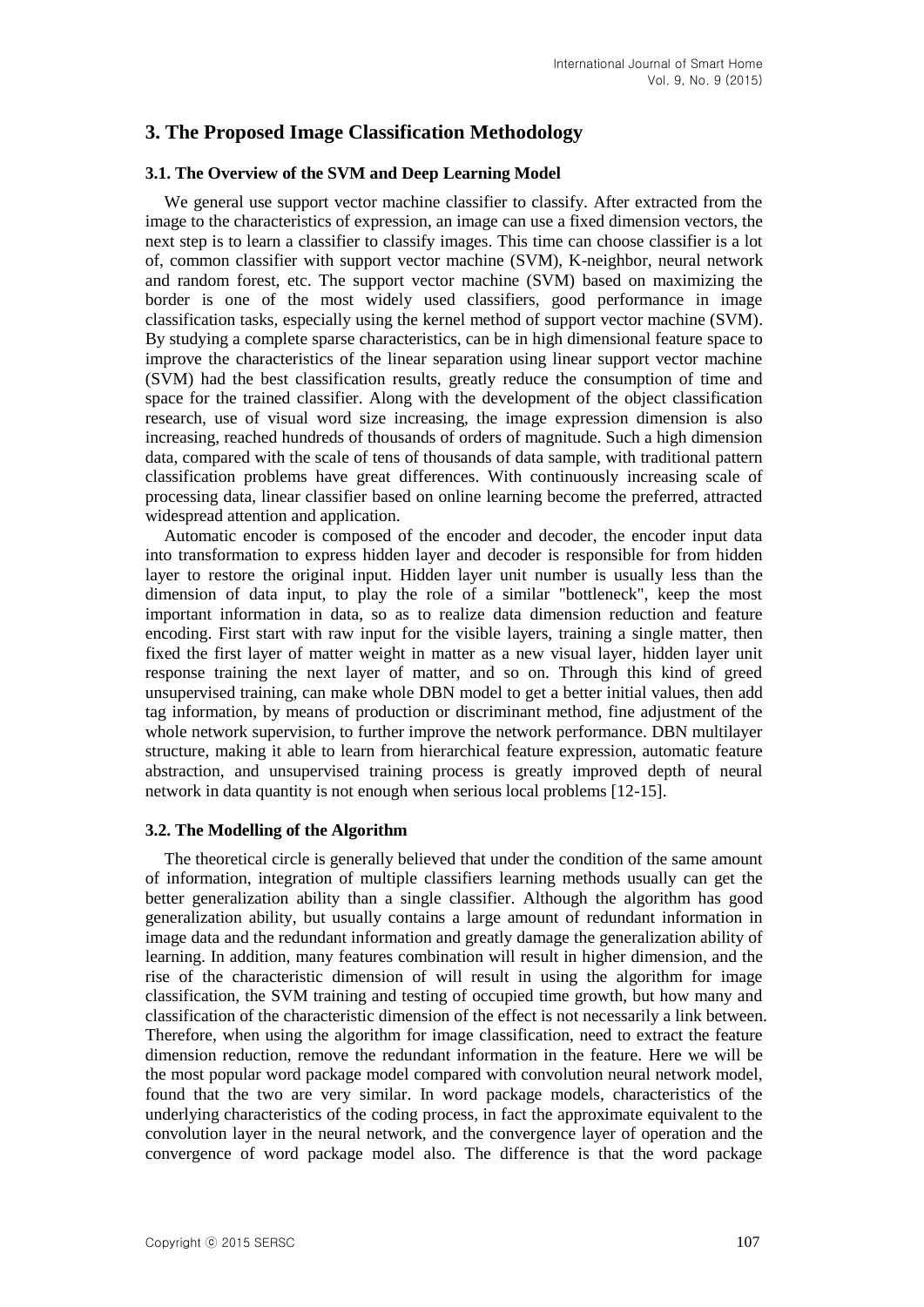## 3. The Proposed Image Classification Methodology

### 3.1. The Overview of the SVM and Deep Learning Model

We general use support vector machine classifier to classify. After extracted from the image to the characteristics of expression, an image can use a fixed dimension vectors, the next step is to learn a classifier to classify images. This time can choose classifier is a lot of, common classifier with support vector machine (SVM), K-neighbor, neural network and random forest, etc. The support vector machine (SVM) based on maximizing the border is one of the most widely used classifiers, good performance in image classification tasks, especially using the kernel method of support vector machine (SVM). By studying a complete sparse characteristics, can be in high dimensional feature space to improve the characteristics of the linear separation using linear support vector machine (SVM) had the best classification results, greatly reduce the consumption of time and space for the trained classifier. Along with the development of the object classification research, use of visual word size increasing, the image expression dimension is also increasing, reached hundreds of thousands of orders of magnitude. Such a high dimension data, compared with the scale of tens of thousands of data sample, with traditional pattern classification problems have great differences. With continuously increasing scale of processing data, linear classifier based on online learning become the preferred, attracted widespread attention and application.

Automatic encoder is composed of the encoder and decoder, the encoder input data into transformation to express hidden layer and decoder is responsible for from hidden layer to restore the original input. Hidden layer unit number is usually less than the dimension of data input, to play the role of a similar "bottleneck", keep the most important information in data, so as to realize data dimension reduction and feature encoding. First start with raw input for the visible layers, training a single matter, then fixed the first layer of matter weight in matter as a new visual layer, hidden layer unit response training the next layer of matter, and so on. Through this kind of greed unsupervised training, can make whole DBN model to get a better initial values, then add tag information, by means of production or discriminant method, fine adjustment of the whole network supervision, to further improve the network performance. DBN multilayer structure, making it able to learn from hierarchical feature expression, automatic feature abstraction, and unsupervised training process is greatly improved depth of neural network in data quantity is not enough when serious local problems [12-15].

### 3.2. The Modelling of the Algorithm

The theoretical circle is generally believed that under the condition of the same amount of information, integration of multiple classifiers learning methods usually can get the better generalization ability than a single classifier. Although the algorithm has good generalization ability, but usually contains a large amount of redundant information in image data and the redundant information and greatly damage the generalization ability of learning. In addition, many features combination will result in higher dimension, and the rise of the characteristic dimension of will result in using the algorithm for image classification, the SVM training and testing of occupied time growth, but how many and classification of the characteristic dimension of the effect is not necessarily a link between. Therefore, when using the algorithm for image classification, need to extract the feature dimension reduction, remove the redundant information in the feature. Here we will be the most popular word package model compared with convolution neural network model, found that the two are very similar. In word package models, characteristics of the underlying characteristics of the coding process, in fact the approximate equivalent to the convolution layer in the neural network, and the convergence layer of operation and the convergence of word package model also. The difference is that the word package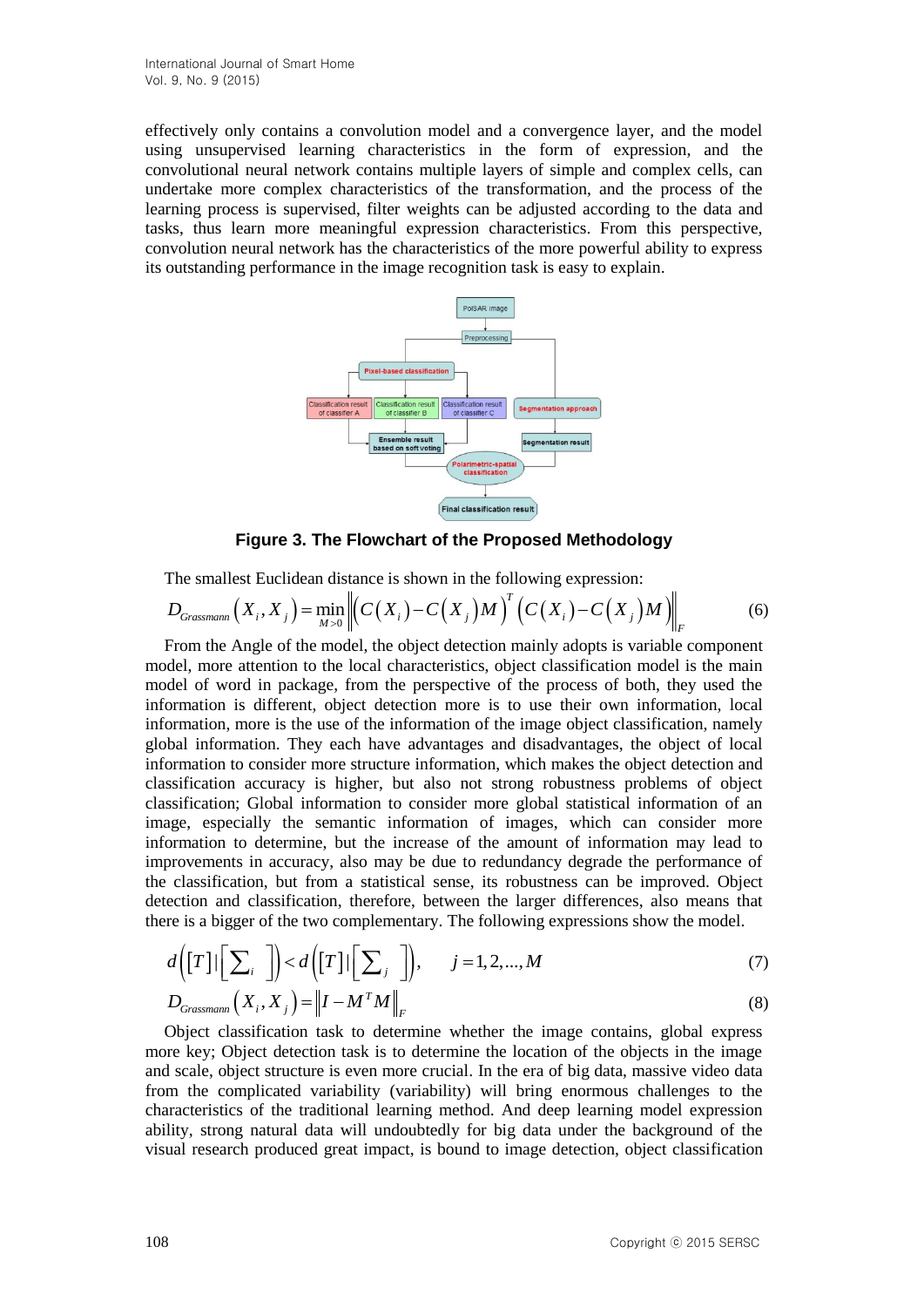effectively only contains a convolution model and a convergence layer, and the model using unsupervised learning characteristics in the form of expression, and the convolutional neural network contains multiple layers of simple and complex cells, can undertake more complex characteristics of the transformation, and the process of the learning process is supervised, filter weights can be adjusted according to the data and tasks, thus learn more meaningful expression characteristics. From this perspective, convolution neural network has the characteristics of the more powerful ability to express its outstanding performance in the image recognition task is easy to explain.

**Figure 3. The Flowchart of the Proposed Methodology**

The smallest Euclidean distance is shown in the following expression:

$$D_{Grassmann}\left(X_i, X_j\right) = \min_{M>0}\left\| \left(C\left(X_i\right) - C\left(X_j\right)M\right)^T \left(C\left(X_i\right) - C\left(X_j\right)M\right) \right\|_F \quad (6)$$

From the Angle of the model, the object detection mainly adopts is variable component model, more attention to the local characteristics, object classification model is the main model of word in package, from the perspective of the process of both, they used the information is different, object detection more is to use their own information, local information, more is the use of the information of the image object classification, namely global information. They each have advantages and disadvantages, the object of local information to consider more structure information, which makes the object detection and classification accuracy is higher, but also not strong robustness problems of object classification; Global information to consider more global statistical information of an image, especially the semantic information of images, which can consider more information to determine, but the increase of the amount of information may lead to improvements in accuracy, also may be due to redundancy degrade the performance of the classification, but from a statistical sense, its robustness can be improved. Object detection and classification, therefore, between the larger differences, also means that there is a bigger of the two complementary. The following expressions show the model.

$$d\left([T] \mid \left[\sum\nolimits_i\right]\right) < d\left([T] \mid \left[\sum\nolimits_j\right]\right), \qquad j = 1, 2, ..., M \quad (7)$$

$$D_{Grassmann}\left(X_i, X_j\right) = \left\| I - M^T M \right\|_F \quad (8)$$

Object classification task to determine whether the image contains, global express more key; Object detection task is to determine the location of the objects in the image and scale, object structure is even more crucial. In the era of big data, massive video data from the complicated variability (variability) will bring enormous challenges to the characteristics of the traditional learning method. And deep learning model expression ability, strong natural data will undoubtedly for big data under the background of the visual research produced great impact, is bound to image detection, object classification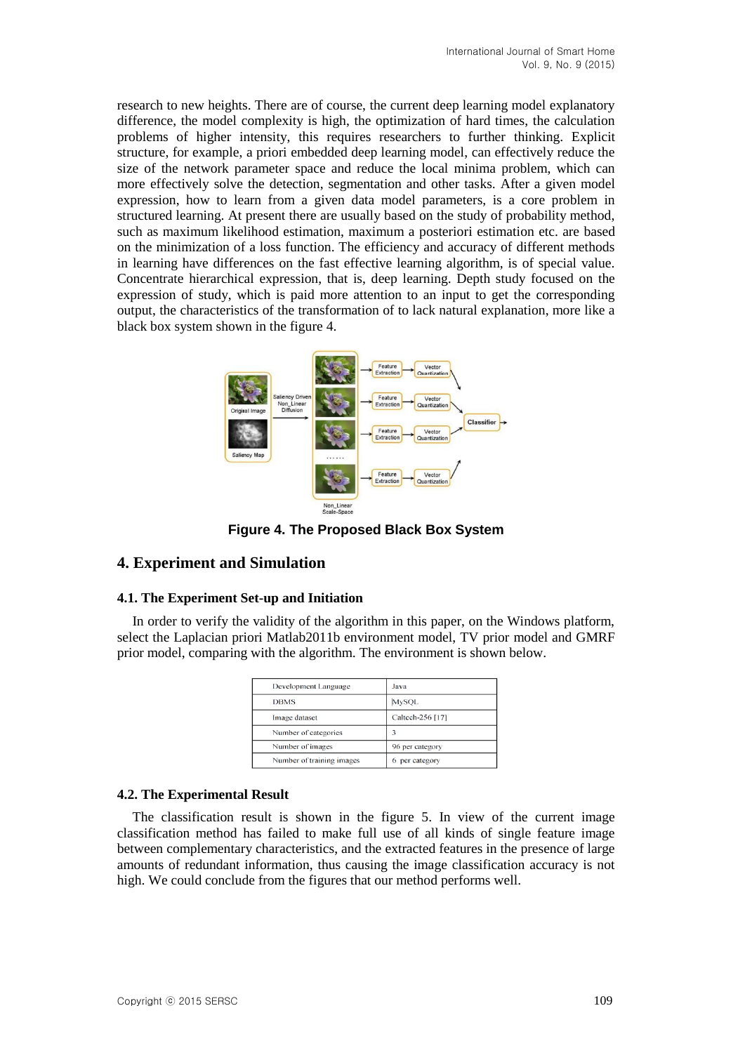research to new heights. There are of course, the current deep learning model explanatory difference, the model complexity is high, the optimization of hard times, the calculation problems of higher intensity, this requires researchers to further thinking. Explicit structure, for example, a priori embedded deep learning model, can effectively reduce the size of the network parameter space and reduce the local minima problem, which can more effectively solve the detection, segmentation and other tasks. After a given model expression, how to learn from a given data model parameters, is a core problem in structured learning. At present there are usually based on the study of probability method, such as maximum likelihood estimation, maximum a posteriori estimation etc. are based on the minimization of a loss function. The efficiency and accuracy of different methods in learning have differences on the fast effective learning algorithm, is of special value. Concentrate hierarchical expression, that is, deep learning. Depth study focused on the expression of study, which is paid more attention to an input to get the corresponding output, the characteristics of the transformation of to lack natural explanation, more like a black box system shown in the figure 4.

**Figure 4. The Proposed Black Box System**

## 4. Experiment and Simulation

### 4.1. The Experiment Set-up and Initiation

In order to verify the validity of the algorithm in this paper, on the Windows platform, select the Laplacian priori Matlab2011b environment model, TV prior model and GMRF prior model, comparing with the algorithm. The environment is shown below.

| Development Language | Java |
|---|---|
| DBMS | MySQL |
| Image dataset | Caltech-256 [17] |
| Number of categories | 3 |
| Number of images | 96 per category |
| Number of training images | 6 per category |

### 4.2. The Experimental Result

The classification result is shown in the figure 5. In view of the current image classification method has failed to make full use of all kinds of single feature image between complementary characteristics, and the extracted features in the presence of large amounts of redundant information, thus causing the image classification accuracy is not high. We could conclude from the figures that our method performs well.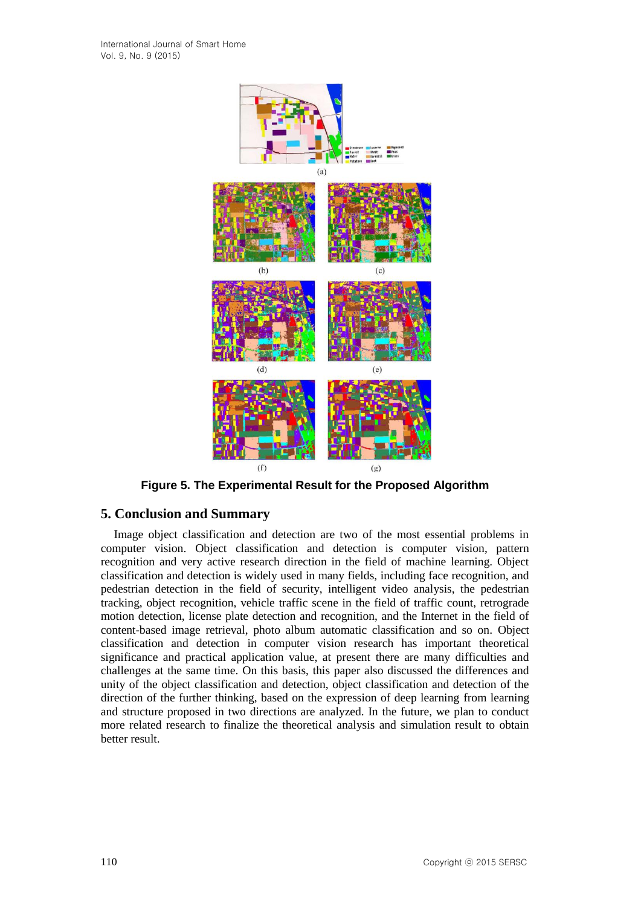Figure 5. The Experimental Result for the Proposed Algorithm

## 5. Conclusion and Summary

Image object classification and detection are two of the most essential problems in computer vision. Object classification and detection is computer vision, pattern recognition and very active research direction in the field of machine learning. Object classification and detection is widely used in many fields, including face recognition, and pedestrian detection in the field of security, intelligent video analysis, the pedestrian tracking, object recognition, vehicle traffic scene in the field of traffic count, retrograde motion detection, license plate detection and recognition, and the Internet in the field of content-based image retrieval, photo album automatic classification and so on. Object classification and detection in computer vision research has important theoretical significance and practical application value, at present there are many difficulties and challenges at the same time. On this basis, this paper also discussed the differences and unity of the object classification and detection, object classification and detection of the direction of the further thinking, based on the expression of deep learning from learning and structure proposed in two directions are analyzed. In the future, we plan to conduct more related research to finalize the theoretical analysis and simulation result to obtain better result.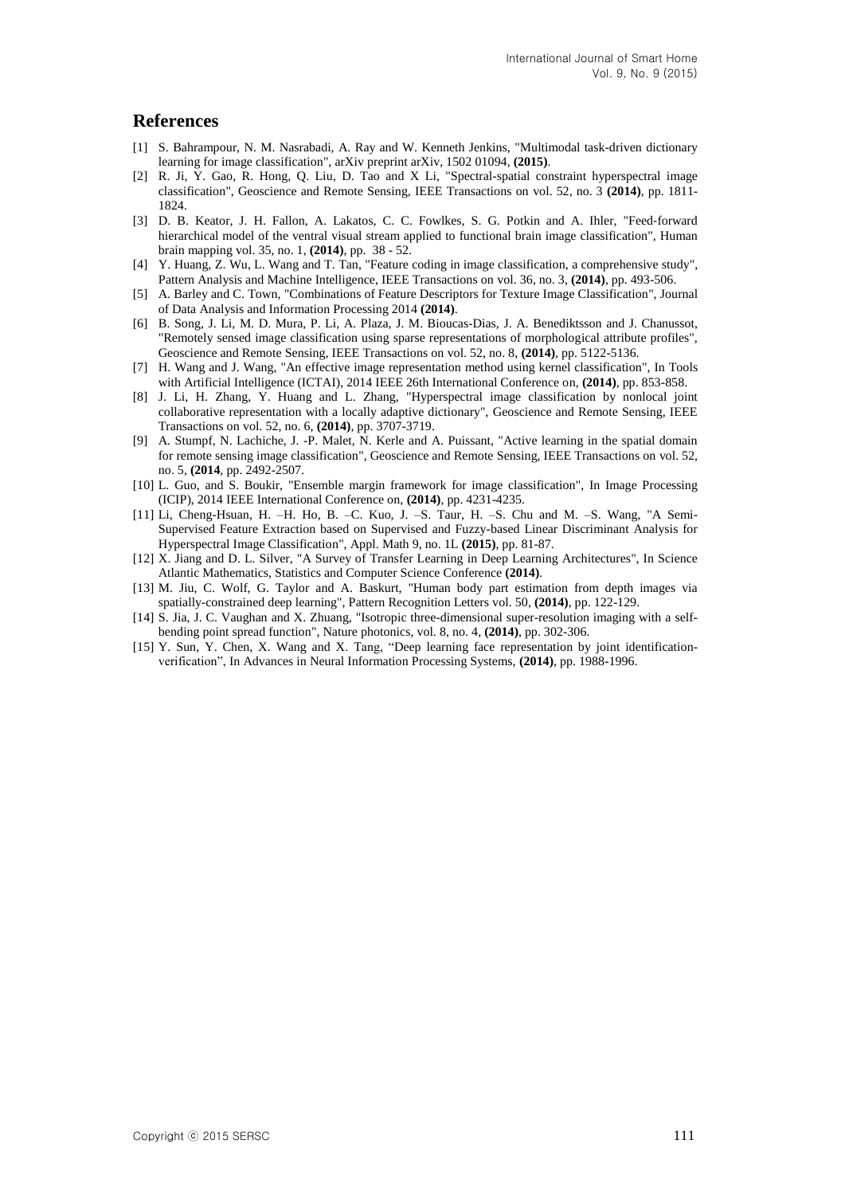## References

[1] S. Bahrampour, N. M. Nasrabadi, A. Ray and W. Kenneth Jenkins, "Multimodal task-driven dictionary learning for image classification", arXiv preprint arXiv, 1502 01094, **(2015)**.

[2] R. Ji, Y. Gao, R. Hong, Q. Liu, D. Tao and X Li, "Spectral-spatial constraint hyperspectral image classification", Geoscience and Remote Sensing, IEEE Transactions on vol. 52, no. 3 **(2014)**, pp. 1811-1824.

[3] D. B. Keator, J. H. Fallon, A. Lakatos, C. C. Fowlkes, S. G. Potkin and A. Ihler, "Feed-forward hierarchical model of the ventral visual stream applied to functional brain image classification", Human brain mapping vol. 35, no. 1, **(2014)**, pp. 38 - 52.

[4] Y. Huang, Z. Wu, L. Wang and T. Tan, "Feature coding in image classification, a comprehensive study", Pattern Analysis and Machine Intelligence, IEEE Transactions on vol. 36, no. 3, **(2014)**, pp. 493-506.

[5] A. Barley and C. Town, "Combinations of Feature Descriptors for Texture Image Classification", Journal of Data Analysis and Information Processing 2014 **(2014)**.

[6] B. Song, J. Li, M. D. Mura, P. Li, A. Plaza, J. M. Bioucas-Dias, J. A. Benediktsson and J. Chanussot, "Remotely sensed image classification using sparse representations of morphological attribute profiles", Geoscience and Remote Sensing, IEEE Transactions on vol. 52, no. 8, **(2014)**, pp. 5122-5136.

[7] H. Wang and J. Wang, "An effective image representation method using kernel classification", In Tools with Artificial Intelligence (ICTAI), 2014 IEEE 26th International Conference on, **(2014)**, pp. 853-858.

[8] J. Li, H. Zhang, Y. Huang and L. Zhang, "Hyperspectral image classification by nonlocal joint collaborative representation with a locally adaptive dictionary", Geoscience and Remote Sensing, IEEE Transactions on vol. 52, no. 6, **(2014)**, pp. 3707-3719.

[9] A. Stumpf, N. Lachiche, J. -P. Malet, N. Kerle and A. Puissant, "Active learning in the spatial domain for remote sensing image classification", Geoscience and Remote Sensing, IEEE Transactions on vol. 52, no. 5, **(2014**, pp. 2492-2507.

[10] L. Guo, and S. Boukir, "Ensemble margin framework for image classification", In Image Processing (ICIP), 2014 IEEE International Conference on, **(2014)**, pp. 4231-4235.

[11] Li, Cheng-Hsuan, H. –H. Ho, B. –C. Kuo, J. –S. Taur, H. –S. Chu and M. –S. Wang, "A Semi-Supervised Feature Extraction based on Supervised and Fuzzy-based Linear Discriminant Analysis for Hyperspectral Image Classification", Appl. Math 9, no. 1L **(2015)**, pp. 81-87.

[12] X. Jiang and D. L. Silver, "A Survey of Transfer Learning in Deep Learning Architectures", In Science Atlantic Mathematics, Statistics and Computer Science Conference **(2014)**.

[13] M. Jiu, C. Wolf, G. Taylor and A. Baskurt, "Human body part estimation from depth images via spatially-constrained deep learning", Pattern Recognition Letters vol. 50, **(2014)**, pp. 122-129.

[14] S. Jia, J. C. Vaughan and X. Zhuang, "Isotropic three-dimensional super-resolution imaging with a self-bending point spread function", Nature photonics, vol. 8, no. 4, **(2014)**, pp. 302-306.

[15] Y. Sun, Y. Chen, X. Wang and X. Tang, "Deep learning face representation by joint identification-verification", In Advances in Neural Information Processing Systems, **(2014)**, pp. 1988-1996.